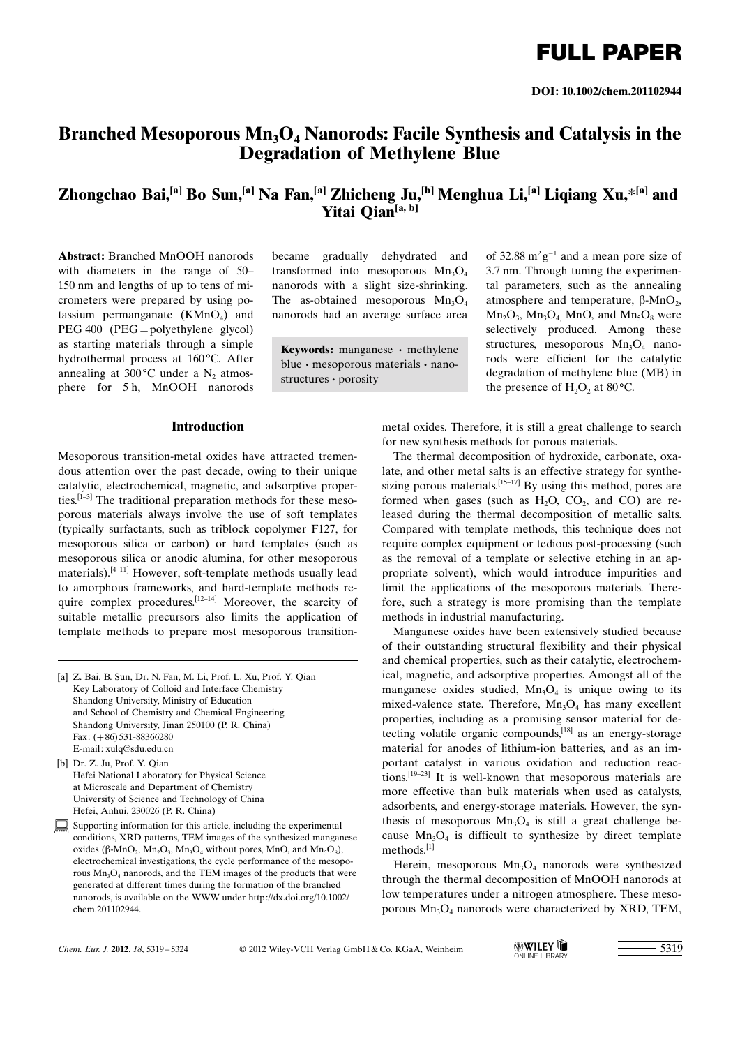# Branched Mesoporous $Mn_3O_4$ Nanorods: Facile Synthesis and Catalysis in the Degradation of Methylene Blue

**Zhongchao Bai,[a] Bo Sun,[a] Na Fan,[a] Zhicheng Ju,[b] Menghua Li,[a] Liqiang Xu,*[a] and Yitai Qian[a, b]**

**Abstract:** Branched MnOOH nanorods with diameters in the range of 50–150 nm and lengths of up to tens of micrometers were prepared by using potassium permanganate ($KMnO_4$) and PEG 400 (PEG = polyethylene glycol) as starting materials through a simple hydrothermal process at 160 °C. After annealing at 300 °C under a $N_2$ atmosphere for 5 h, MnOOH nanorods became gradually dehydrated and transformed into mesoporous $Mn_3O_4$ nanorods with a slight size-shrinking. The as-obtained mesoporous $Mn_3O_4$ nanorods had an average surface area of 32.88 $m^2 g^{-1}$ and a mean pore size of 3.7 nm. Through tuning the experimental parameters, such as the annealing atmosphere and temperature, β-$MnO_2$, $Mn_2O_3$, $Mn_3O_4$, MnO, and $Mn_5O_8$ were selectively produced. Among these structures, mesoporous $Mn_3O_4$ nanorods were efficient for the catalytic degradation of methylene blue (MB) in the presence of $H_2O_2$ at 80 °C.

**Keywords:** manganese · methylene blue · mesoporous materials · nanostructures · porosity

## Introduction

Mesoporous transition-metal oxides have attracted tremendous attention over the past decade, owing to their unique catalytic, electrochemical, magnetic, and adsorptive properties.[1–3] The traditional preparation methods for these mesoporous materials always involve the use of soft templates (typically surfactants, such as triblock copolymer F127, for mesoporous silica or carbon) or hard templates (such as mesoporous silica or anodic alumina, for other mesoporous materials).[4–11] However, soft-template methods usually lead to amorphous frameworks, and hard-template methods require complex procedures.[12–14] Moreover, the scarcity of suitable metallic precursors also limits the application of template methods to prepare most mesoporous transition-metal oxides. Therefore, it is still a great challenge to search for new synthesis methods for porous materials.

The thermal decomposition of hydroxide, carbonate, oxalate, and other metal salts is an effective strategy for synthesizing porous materials.[15–17] By using this method, pores are formed when gases (such as $H_2O$, $CO_2$, and CO) are released during the thermal decomposition of metallic salts. Compared with template methods, this technique does not require complex equipment or tedious post-processing (such as the removal of a template or selective etching in an appropriate solvent), which would introduce impurities and limit the applications of the mesoporous materials. Therefore, such a strategy is more promising than the template methods in industrial manufacturing.

Manganese oxides have been extensively studied because of their outstanding structural flexibility and their physical and chemical properties, such as their catalytic, electrochemical, magnetic, and adsorptive properties. Amongst all of the manganese oxides studied, $Mn_3O_4$ is unique owing to its mixed-valence state. Therefore, $Mn_3O_4$ has many excellent properties, including as a promising sensor material for detecting volatile organic compounds,[18] as an energy-storage material for anodes of lithium-ion batteries, and as an important catalyst in various oxidation and reduction reactions.[19–23] It is well-known that mesoporous materials are more effective than bulk materials when used as catalysts, adsorbents, and energy-storage materials. However, the synthesis of mesoporous $Mn_3O_4$ is still a great challenge because $Mn_3O_4$ is difficult to synthesize by direct template methods.[1]

Herein, mesoporous $Mn_3O_4$ nanorods were synthesized through the thermal decomposition of MnOOH nanorods at low temperatures under a nitrogen atmosphere. These mesoporous $Mn_3O_4$ nanorods were characterized by XRD, TEM,

---

[a] Z. Bai, B. Sun, Dr. N. Fan, M. Li, Prof. L. Xu, Prof. Y. Qian
Key Laboratory of Colloid and Interface Chemistry
Shandong University, Ministry of Education
and School of Chemistry and Chemical Engineering
Shandong University, Jinan 250100 (P. R. China)
Fax: (+86) 531-88366280
E-mail: xulq@sdu.edu.cn

[b] Dr. Z. Ju, Prof. Y. Qian
Hefei National Laboratory for Physical Science
at Microscale and Department of Chemistry
University of Science and Technology of China
Hefei, Anhui, 230026 (P. R. China)

Supporting information for this article, including the experimental conditions, XRD patterns, TEM images of the synthesized manganese oxides (β-$MnO_2$, $Mn_2O_3$, $Mn_3O_4$ without pores, MnO, and $Mn_5O_8$), electrochemical investigations, the cycle performance of the mesoporous $Mn_3O_4$ nanorods, and the TEM images of the products that were generated at different times during the formation of the branched nanorods, is available on the WWW under http://dx.doi.org/10.1002/chem.201102944.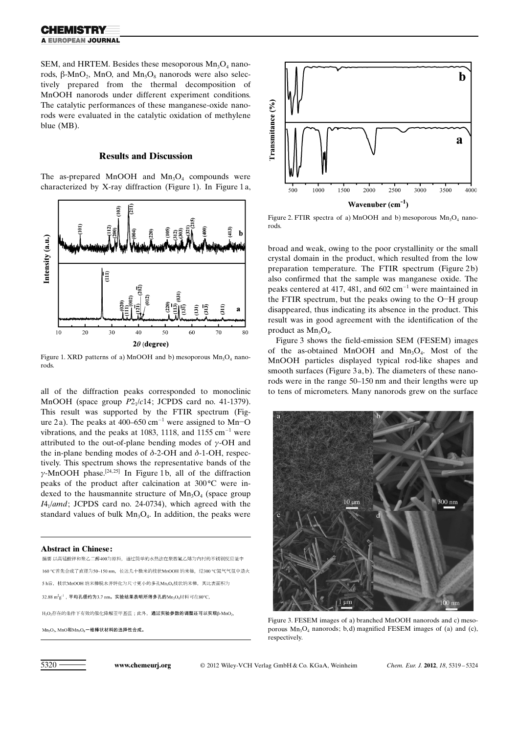SEM, and HRTEM. Besides these mesoporous $Mn_3O_4$ nanorods, β-$MnO_2$, MnO, and $Mn_5O_8$ nanorods were also selectively prepared from the thermal decomposition of MnOOH nanorods under different experiment conditions. The catalytic performances of these manganese-oxide nanorods were evaluated in the catalytic oxidation of methylene blue (MB).

## Results and Discussion

The as-prepared MnOOH and $Mn_3O_4$ compounds were characterized by X-ray diffraction (Figure 1). In Figure 1a, all of the diffraction peaks corresponded to monoclinic MnOOH (space group $P2_1/c14$; JCPDS card no. 41-1379). This result was supported by the FTIR spectrum (Figure 2a). The peaks at 400–650 $cm^{-1}$ were assigned to Mn−O vibrations, and the peaks at 1083, 1118, and 1155 $cm^{-1}$ were attributed to the out-of-plane bending modes of γ-OH and the in-plane bending modes of δ-2-OH and δ-1-OH, respectively. This spectrum shows the representative bands of the γ-MnOOH phase.[24,25] In Figure 1b, all of the diffraction peaks of the product after calcination at 300 °C were indexed to the hausmannite structure of $Mn_3O_4$ (space group $I4_1/amd$; JCPDS card no. 24-0734), which agreed with the standard values of bulk $Mn_3O_4$. In addition, the peaks were broad and weak, owing to the poor crystallinity or the small crystal domain in the product, which resulted from the low preparation temperature. The FTIR spectrum (Figure 2b) also confirmed that the sample was manganese oxide. The peaks centered at 417, 481, and 602 $cm^{-1}$ were maintained in the FTIR spectrum, but the peaks owing to the O−H group disappeared, thus indicating its absence in the product. This result was in good agreement with the identification of the product as $Mn_3O_4$.

Figure 1. XRD patterns of a) MnOOH and b) mesoporous $Mn_3O_4$ nanorods.

Figure 2. FTIR spectra of a) MnOOH and b) mesoporous $Mn_3O_4$ nanorods.

Figure 3 shows the field-emission SEM (FESEM) images of the as-obtained MnOOH and $Mn_3O_4$. Most of the MnOOH particles displayed typical rod-like shapes and smooth surfaces (Figure 3a, b). The diameters of these nanorods were in the range 50–150 nm and their lengths were up to tens of micrometers. Many nanorods grew on the surface

Figure 3. FESEM images of a) branched MnOOH nanorods and c) mesoporous $Mn_3O_4$ nanorods; b, d) magnified FESEM images of (a) and (c), respectively.

**Abstract in Chinese:**

摘要 以高锰酸钾和聚乙二醇400为原料，通过简单的水热法在聚四氟乙烯为内衬的不锈钢反应釜中160 °C首先合成了直径为50~150 nm，长达几十微米的枝状MnOOH 纳米棒。经300 °C氮气气氛中退火5 h后，枝状MnOOH 纳米棒脱水并转化为尺寸更小的多孔$Mn_3O_4$枝状纳米棒，其比表面积为32.88 $m^2g^{-1}$，平均孔径约为3.7 nm。实验结果表明所得多孔的$Mn_3O_4$材料可在80°C，$H_2O_2$存在的条件下有效的催化降解亚甲基蓝；此外，通过实验参数的调整还可以实现β-$MnO_2$，$Mn_2O_3$，MnO和$Mn_5O_8$一维棒状材料的选择性合成。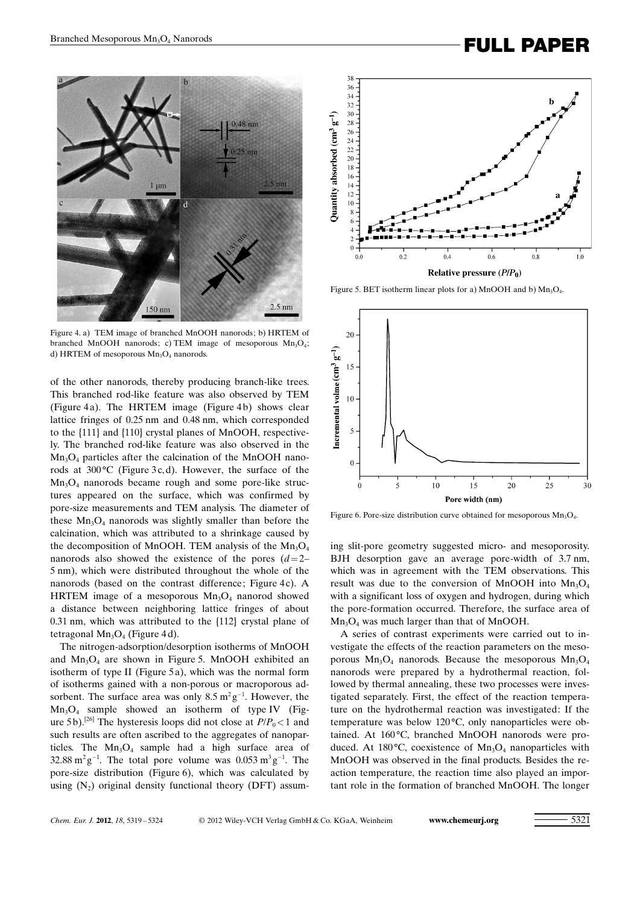Figure 4. a) TEM image of branched MnOOH nanorods; b) HRTEM of branched MnOOH nanorods; c) TEM image of mesoporous $Mn_3O_4$; d) HRTEM of mesoporous $Mn_3O_4$ nanorods.

of the other nanorods, thereby producing branch-like trees. This branched rod-like feature was also observed by TEM (Figure 4a). The HRTEM image (Figure 4b) shows clear lattice fringes of 0.25 nm and 0.48 nm, which corresponded to the {111} and {110} crystal planes of MnOOH, respectively. The branched rod-like feature was also observed in the $Mn_3O_4$ particles after the calcination of the MnOOH nanorods at 300 °C (Figure 3c,d). However, the surface of the $Mn_3O_4$ nanorods became rough and some pore-like structures appeared on the surface, which was confirmed by pore-size measurements and TEM analysis. The diameter of these $Mn_3O_4$ nanorods was slightly smaller than before the calcination, which was attributed to a shrinkage caused by the decomposition of MnOOH. TEM analysis of the $Mn_3O_4$ nanorods also showed the existence of the pores ($d$ = 2–5 nm), which were distributed throughout the whole of the nanorods (based on the contrast difference; Figure 4c). A HRTEM image of a mesoporous $Mn_3O_4$ nanorod showed a distance between neighboring lattice fringes of about 0.31 nm, which was attributed to the {112} crystal plane of tetragonal $Mn_3O_4$ (Figure 4d).

The nitrogen-adsorption/desorption isotherms of MnOOH and $Mn_3O_4$ are shown in Figure 5. MnOOH exhibited an isotherm of type II (Figure 5a), which was the normal form of isotherms gained with a non-porous or macroporous adsorbent. The surface area was only 8.5 $m^2 g^{-1}$. However, the $Mn_3O_4$ sample showed an isotherm of type IV (Figure 5b).[26] The hysteresis loops did not close at $P/P_0 < 1$ and such results are often ascribed to the aggregates of nanoparticles. The $Mn_3O_4$ sample had a high surface area of 32.88 $m^2 g^{-1}$. The total pore volume was 0.053 $m^3 g^{-1}$. The pore-size distribution (Figure 6), which was calculated by using ($N_2$) original density functional theory (DFT) assuming slit-pore geometry suggested micro- and mesoporosity. BJH desorption gave an average pore-width of 3.7 nm, which was in agreement with the TEM observations. This result was due to the conversion of MnOOH into $Mn_3O_4$ with a significant loss of oxygen and hydrogen, during which the pore-formation occurred. Therefore, the surface area of $Mn_3O_4$ was much larger than that of MnOOH.

Figure 5. BET isotherm linear plots for a) MnOOH and b) $Mn_3O_4$.

Figure 6. Pore-size distribution curve obtained for mesoporous $Mn_3O_4$.

A series of contrast experiments were carried out to investigate the effects of the reaction parameters on the mesoporous $Mn_3O_4$ nanorods. Because the mesoporous $Mn_3O_4$ nanorods were prepared by a hydrothermal reaction, followed by thermal annealing, these two processes were investigated separately. First, the effect of the reaction temperature on the hydrothermal reaction was investigated: If the temperature was below 120 °C, only nanoparticles were obtained. At 160 °C, branched MnOOH nanorods were produced. At 180 °C, coexistence of $Mn_3O_4$ nanoparticles with MnOOH was observed in the final products. Besides the reaction temperature, the reaction time also played an important role in the formation of branched MnOOH. The longer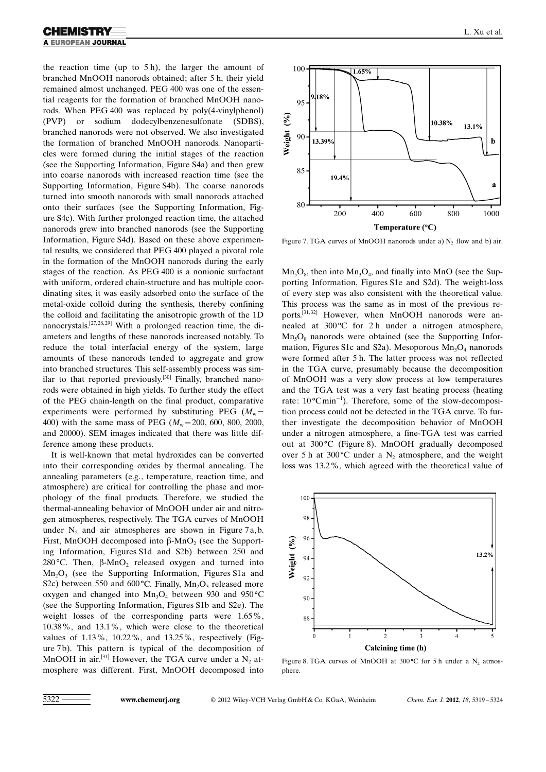the reaction time (up to 5 h), the larger the amount of branched MnOOH nanorods obtained; after 5 h, their yield remained almost unchanged. PEG 400 was one of the essential reagents for the formation of branched MnOOH nanorods. When PEG 400 was replaced by poly(4-vinylphenol) (PVP) or sodium dodecylbenzenesulfonate (SDBS), branched nanorods were not observed. We also investigated the formation of branched MnOOH nanorods. Nanoparticles were formed during the initial stages of the reaction (see the Supporting Information, Figure S4a) and then grew into coarse nanorods with increased reaction time (see the Supporting Information, Figure S4b). The coarse nanorods turned into smooth nanorods with small nanorods attached onto their surfaces (see the Supporting Information, Figure S4c). With further prolonged reaction time, the attached nanorods grew into branched nanorods (see the Supporting Information, Figure S4d). Based on these above experimental results, we considered that PEG 400 played a pivotal role in the formation of the MnOOH nanorods during the early stages of the reaction. As PEG 400 is a nonionic surfactant with uniform, ordered chain-structure and has multiple coordinating sites, it was easily adsorbed onto the surface of the metal-oxide colloid during the synthesis, thereby confining the colloid and facilitating the anisotropic growth of the 1D nanocrystals.[27,28,29] With a prolonged reaction time, the diameters and lengths of these nanorods increased notably. To reduce the total interfacial energy of the system, large amounts of these nanorods tended to aggregate and grow into branched structures. This self-assembly process was similar to that reported previously.[30] Finally, branched nanorods were obtained in high yields. To further study the effect of the PEG chain-length on the final product, comparative experiments were performed by substituting PEG ($M_w$ = 400) with the same mass of PEG ($M_w$ = 200, 600, 800, 2000, and 20000). SEM images indicated that there was little difference among these products.

It is well-known that metal hydroxides can be converted into their corresponding oxides by thermal annealing. The annealing parameters (e.g., temperature, reaction time, and atmosphere) are critical for controlling the phase and morphology of the final products. Therefore, we studied the thermal-annealing behavior of MnOOH under air and nitrogen atmospheres, respectively. The TGA curves of MnOOH under $N_2$ and air atmospheres are shown in Figure 7a,b. First, MnOOH decomposed into β-$MnO_2$ (see the Supporting Information, Figures S1d and S2b) between 250 and 280 °C. Then, β-$MnO_2$ released oxygen and turned into $Mn_2O_3$ (see the Supporting Information, Figures S1a and S2c) between 550 and 600 °C. Finally, $Mn_2O_3$ released more oxygen and changed into $Mn_3O_4$ between 930 and 950 °C (see the Supporting Information, Figures S1b and S2e). The weight losses of the corresponding parts were 1.65%, 10.38%, and 13.1%, which were close to the theoretical values of 1.13%, 10.22%, and 13.25%, respectively (Figure 7b). This pattern is typical of the decomposition of MnOOH in air.[31] However, the TGA curve under a $N_2$ atmosphere was different. First, MnOOH decomposed into $Mn_5O_8$, then into $Mn_3O_4$, and finally into MnO (see the Supporting Information, Figures S1e and S2d). The weight-loss of every step was also consistent with the theoretical value. This process was the same as in most of the previous reports.[31,32] However, when MnOOH nanorods were annealed at 300 °C for 2 h under a nitrogen atmosphere, $Mn_5O_8$ nanorods were obtained (see the Supporting Information, Figures S1c and S2a). Mesoporous $Mn_3O_4$ nanorods were formed after 5 h. The latter process was not reflected in the TGA curve, presumably because the decomposition of MnOOH was a very slow process at low temperatures and the TGA test was a very fast heating process (heating rate: 10 °C min$^{-1}$). Therefore, some of the slow-decomposition process could not be detected in the TGA curve. To further investigate the decomposition behavior of MnOOH under a nitrogen atmosphere, a fine-TGA test was carried out at 300 °C (Figure 8). MnOOH gradually decomposed over 5 h at 300 °C under a $N_2$ atmosphere, and the weight loss was 13.2%, which agreed with the theoretical value of

Figure 7. TGA curves of MnOOH nanorods under a) $N_2$ flow and b) air.

Figure 8. TGA curves of MnOOH at 300 °C for 5 h under a $N_2$ atmosphere.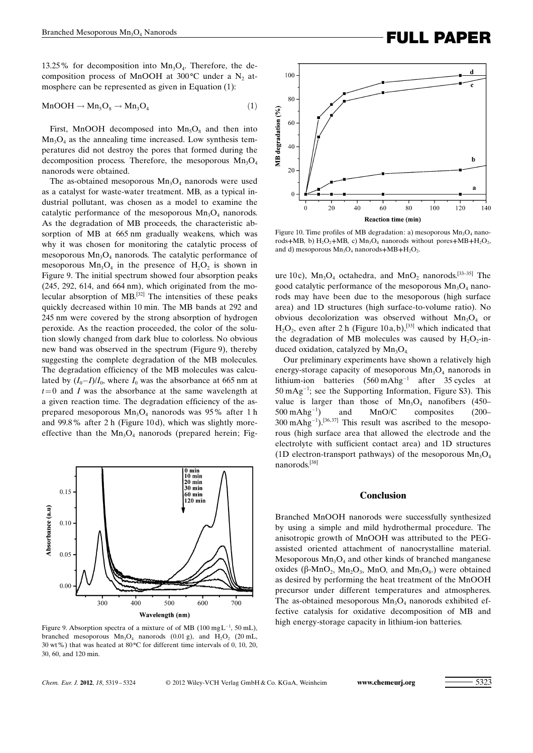13.25% for decomposition into $Mn_3O_4$. Therefore, the decomposition process of MnOOH at 300°C under a $N_2$ atmosphere can be represented as given in Equation (1):

$$MnOOH \rightarrow Mn_5O_8 \rightarrow Mn_3O_4 \quad (1)$$

First, MnOOH decomposed into $Mn_5O_8$ and then into $Mn_3O_4$ as the annealing time increased. Low synthesis temperatures did not destroy the pores that formed during the decomposition process. Therefore, the mesoporous $Mn_3O_4$ nanorods were obtained.

The as-obtained mesoporous $Mn_3O_4$ nanorods were used as a catalyst for waste-water treatment. MB, as a typical industrial pollutant, was chosen as a model to examine the catalytic performance of the mesoporous $Mn_3O_4$ nanorods. As the degradation of MB proceeds, the characteristic absorption of MB at 665 nm gradually weakens, which was why it was chosen for monitoring the catalytic process of mesoporous $Mn_3O_4$ nanorods. The catalytic performance of mesoporous $Mn_3O_4$ in the presence of $H_2O_2$ is shown in Figure 9. The initial spectrum showed four absorption peaks (245, 292, 614, and 664 nm), which originated from the molecular absorption of MB.[32] The intensities of these peaks quickly decreased within 10 min. The MB bands at 292 and 245 nm were covered by the strong absorption of hydrogen peroxide. As the reaction proceeded, the color of the solution slowly changed from dark blue to colorless. No obvious new band was observed in the spectrum (Figure 9), thereby suggesting the complete degradation of the MB molecules. The degradation efficiency of the MB molecules was calculated by $(I_0-I)/I_0$, where $I_0$ was the absorbance at 665 nm at $t=0$ and $I$ was the absorbance at the same wavelength at a given reaction time. The degradation efficiency of the as-prepared mesoporous $Mn_3O_4$ nanorods was 95% after 1 h and 99.8% after 2 h (Figure 10d), which was slightly more-effective than the $Mn_3O_4$ nanorods (prepared herein; Figure 10c), $Mn_3O_4$ octahedra, and $MnO_2$ nanorods.[33–35] The good catalytic performance of the mesoporous $Mn_3O_4$ nanorods may have been due to the mesoporous (high surface area) and 1D structures (high surface-to-volume ratio). No obvious decolorization was observed without $Mn_3O_4$ or $H_2O_2$, even after 2 h (Figure 10a,b),[33] which indicated that the degradation of MB molecules was caused by $H_2O_2$-induced oxidation, catalyzed by $Mn_3O_4$.

Figure 9. Absorption spectra of a mixture of of MB (100 mg L$^{-1}$, 50 mL), branched mesoporous $Mn_3O_4$ nanorods (0.01 g), and $H_2O_2$ (20 mL, 30 wt%) that was heated at 80°C for different time intervals of 0, 10, 20, 30, 60, and 120 min.

Figure 10. Time profiles of MB degradation: a) mesoporous $Mn_3O_4$ nanorods+MB, b) $H_2O_2$+MB, c) $Mn_3O_4$ nanorods without pores+MB+$H_2O_2$, and d) mesoporous $Mn_3O_4$ nanorods+MB+$H_2O_2$.

Our preliminary experiments have shown a relatively high energy-storage capacity of mesoporous $Mn_3O_4$ nanorods in lithium-ion batteries (560 mAh g$^{-1}$ after 35 cycles at 50 mA g$^{-1}$; see the Supporting Information, Figure S3). This value is larger than those of $Mn_3O_4$ nanofibers (450–500 mAh g$^{-1}$) and MnO/C composites (200–300 mAh g$^{-1}$).[36,37] This result was ascribed to the mesoporous (high surface area that allowed the electrode and the electrolyte with sufficient contact area) and 1D structures (1D electron-transport pathways) of the mesoporous $Mn_3O_4$ nanorods.[38]

## Conclusion

Branched MnOOH nanorods were successfully synthesized by using a simple and mild hydrothermal procedure. The anisotropic growth of MnOOH was attributed to the PEG-assisted oriented attachment of nanocrystalline material. Mesoporous $Mn_3O_4$ and other kinds of branched manganese oxides (β-$MnO_2$, $Mn_2O_3$, MnO, and $Mn_5O_8$.) were obtained as desired by performing the heat treatment of the MnOOH precursor under different temperatures and atmospheres. The as-obtained mesoporous $Mn_3O_4$ nanorods exhibited effective catalysis for oxidative decomposition of MB and high energy-storage capacity in lithium-ion batteries.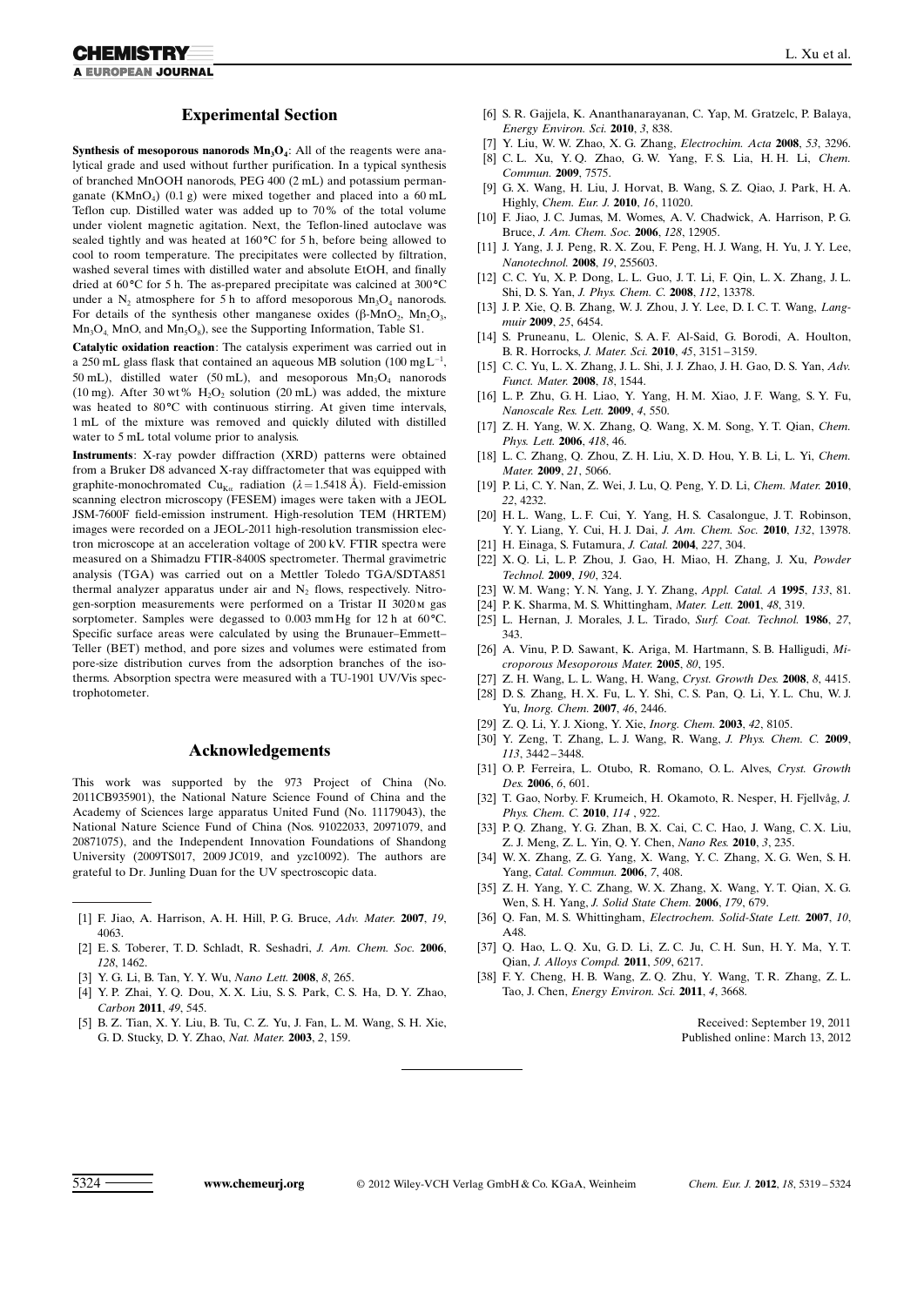## Experimental Section

**Synthesis of mesoporous nanorods $Mn_3O_4$**: All of the reagents were analytical grade and used without further purification. In a typical synthesis of branched MnOOH nanorods, PEG 400 (2 mL) and potassium permanganate ($KMnO_4$) (0.1 g) were mixed together and placed into a 60 mL Teflon cup. Distilled water was added up to 70% of the total volume under violent magnetic agitation. Next, the Teflon-lined autoclave was sealed tightly and was heated at 160 °C for 5 h, before being allowed to cool to room temperature. The precipitates were collected by filtration, washed several times with distilled water and absolute EtOH, and finally dried at 60 °C for 5 h. The as-prepared precipitate was calcined at 300 °C under a $N_2$ atmosphere for 5 h to afford mesoporous $Mn_3O_4$ nanorods. For details of the synthesis other manganese oxides (β-$MnO_2$, $Mn_2O_3$, $Mn_3O_4$, MnO, and $Mn_5O_8$), see the Supporting Information, Table S1.

**Catalytic oxidation reaction**: The catalysis experiment was carried out in a 250 mL glass flask that contained an aqueous MB solution (100 mg L$^{-1}$, 50 mL), distilled water (50 mL), and mesoporous $Mn_3O_4$ nanorods (10 mg). After 30 wt% $H_2O_2$ solution (20 mL) was added, the mixture was heated to 80 °C with continuous stirring. At given time intervals, 1 mL of the mixture was removed and quickly diluted with distilled water to 5 mL total volume prior to analysis.

**Instruments**: X-ray powder diffraction (XRD) patterns were obtained from a Bruker D8 advanced X-ray diffractometer that was equipped with graphite-monochromated $Cu_{K\alpha}$ radiation ($\lambda$ = 1.5418 Å). Field-emission scanning electron microscopy (FESEM) images were taken with a JEOL JSM-7600F field-emission instrument. High-resolution TEM (HRTEM) images were recorded on a JEOL-2011 high-resolution transmission electron microscope at an acceleration voltage of 200 kV. FTIR spectra were measured on a Shimadzu FTIR-8400S spectrometer. Thermal gravimetric analysis (TGA) was carried out on a Mettler Toledo TGA/SDTA851 thermal analyzer apparatus under air and $N_2$ flows, respectively. Nitrogen-sorption measurements were performed on a Tristar II 3020 M gas sorptometer. Samples were degassed to 0.003 mmHg for 12 h at 60 °C. Specific surface areas were calculated by using the Brunauer–Emmett–Teller (BET) method, and pore sizes and volumes were estimated from pore-size distribution curves from the adsorption branches of the isotherms. Absorption spectra were measured with a TU-1901 UV/Vis spectrophotometer.

## Acknowledgements

This work was supported by the 973 Project of China (No. 2011CB935901), the National Nature Science Found of China and the Academy of Sciences large apparatus United Fund (No. 11179043), the National Nature Science Fund of China (Nos. 91022033, 20971079, and 20871075), and the Independent Innovation Foundations of Shandong University (2009TS017, 2009 JC019, and yzc10092). The authors are grateful to Dr. Junling Duan for the UV spectroscopic data.

[1] F. Jiao, A. Harrison, A. H. Hill, P. G. Bruce, *Adv. Mater.* **2007**, *19*, 4063.
[2] E. S. Toberer, T. D. Schladt, R. Seshadri, *J. Am. Chem. Soc.* **2006**, *128*, 1462.
[3] Y. G. Li, B. Tan, Y. Y. Wu, *Nano Lett.* **2008**, *8*, 265.
[4] Y. P. Zhai, Y. Q. Dou, X. X. Liu, S. S. Park, C. S. Ha, D. Y. Zhao, *Carbon* **2011**, *49*, 545.
[5] B. Z. Tian, X. Y. Liu, B. Tu, C. Z. Yu, J. Fan, L. M. Wang, S. H. Xie, G. D. Stucky, D. Y. Zhao, *Nat. Mater.* **2003**, *2*, 159.
[6] S. R. Gajjela, K. Ananthanarayanan, C. Yap, M. Gratzelc, P. Balaya, *Energy Environ. Sci.* **2010**, *3*, 838.
[7] Y. Liu, W. W. Zhao, X. G. Zhang, *Electrochim. Acta* **2008**, *53*, 3296.
[8] C. L. Xu, Y. Q. Zhao, G. W. Yang, F. S. Lia, H. H. Li, *Chem. Commun.* **2009**, 7575.
[9] G. X. Wang, H. Liu, J. Horvat, B. Wang, S. Z. Qiao, J. Park, H. A. Highly, *Chem. Eur. J.* **2010**, *16*, 11020.
[10] F. Jiao, J. C. Jumas, M. Womes, A. V. Chadwick, A. Harrison, P. G. Bruce, *J. Am. Chem. Soc.* **2006**, *128*, 12905.
[11] J. Yang, J. J. Peng, R. X. Zou, F. Peng, H. J. Wang, H. Yu, J. Y. Lee, *Nanotechnol.* **2008**, *19*, 255603.
[12] C. C. Yu, X. P. Dong, L. L. Guo, J. T. Li, F. Qin, L. X. Zhang, J. L. Shi, D. S. Yan, *J. Phys. Chem. C.* **2008**, *112*, 13378.
[13] J. P. Xie, Q. B. Zhang, W. J. Zhou, J. Y. Lee, D. I. C. T. Wang, *Langmuir* **2009**, *25*, 6454.
[14] S. Pruneanu, L. Olenic, S. A. F. Al-Said, G. Borodi, A. Houlton, B. R. Horrocks, *J. Mater. Sci.* **2010**, *45*, 3151–3159.
[15] C. C. Yu, L. X. Zhang, J. L. Shi, J. J. Zhao, J. H. Gao, D. S. Yan, *Adv. Funct. Mater.* **2008**, *18*, 1544.
[16] L. P. Zhu, G. H. Liao, Y. Yang, H. M. Xiao, J. F. Wang, S. Y. Fu, *Nanoscale Res. Lett.* **2009**, *4*, 550.
[17] Z. H. Yang, W. X. Zhang, Q. Wang, X. M. Song, Y. T. Qian, *Chem. Phys. Lett.* **2006**, *418*, 46.
[18] L. C. Zhang, Q. Zhou, Z. H. Liu, X. D. Hou, Y. B. Li, L. Yi, *Chem. Mater.* **2009**, *21*, 5066.
[19] P. Li, C. Y. Nan, Z. Wei, J. Lu, Q. Peng, Y. D. Li, *Chem. Mater.* **2010**, *22*, 4232.
[20] H. L. Wang, L. F. Cui, Y. Yang, H. S. Casalongue, J. T. Robinson, Y. Y. Liang, Y. Cui, H. J. Dai, *J. Am. Chem. Soc.* **2010**, *132*, 13978.
[21] H. Einaga, S. Futamura, *J. Catal.* **2004**, *227*, 304.
[22] X. Q. Li, L. P. Zhou, J. Gao, H. Miao, H. Zhang, J. Xu, *Powder Technol.* **2009**, *190*, 324.
[23] W. M. Wang; Y. N. Yang, J. Y. Zhang, *Appl. Catal. A* **1995**, *133*, 81.
[24] P. K. Sharma, M. S. Whittingham, *Mater. Lett.* **2001**, *48*, 319.
[25] L. Hernan, J. Morales, J. L. Tirado, *Surf. Coat. Technol.* **1986**, *27*, 343.
[26] A. Vinu, P. D. Sawant, K. Ariga, M. Hartmann, S. B. Halligudi, *Microporous Mesoporous Mater.* **2005**, *80*, 195.
[27] Z. H. Wang, L. L. Wang, H. Wang, *Cryst. Growth Des.* **2008**, *8*, 4415.
[28] D. S. Zhang, H. X. Fu, L. Y. Shi, C. S. Pan, Q. Li, Y. L. Chu, W. J. Yu, *Inorg. Chem.* **2007**, *46*, 2446.
[29] Z. Q. Li, Y. J. Xiong, Y. Xie, *Inorg. Chem.* **2003**, *42*, 8105.
[30] Y. Zeng, T. Zhang, L. J. Wang, R. Wang, *J. Phys. Chem. C.* **2009**, *113*, 3442–3448.
[31] O. P. Ferreira, L. Otubo, R. Romano, O. L. Alves, *Cryst. Growth Des.* **2006**, *6*, 601.
[32] T. Gao, Norby. F. Krumeich, H. Okamoto, R. Nesper, H. Fjellvåg, *J. Phys. Chem. C.* **2010**, *114* , 922.
[33] P. Q. Zhang, Y. G. Zhan, B. X. Cai, C. C. Hao, J. Wang, C. X. Liu, Z. J. Meng, Z. L. Yin, Q. Y. Chen, *Nano Res.* **2010**, *3*, 235.
[34] W. X. Zhang, Z. G. Yang, X. Wang, Y. C. Zhang, X. G. Wen, S. H. Yang, *Catal. Commun.* **2006**, *7*, 408.
[35] Z. H. Yang, Y. C. Zhang, W. X. Zhang, X. Wang, Y. T. Qian, X. G. Wen, S. H. Yang, *J. Solid State Chem.* **2006**, *179*, 679.
[36] Q. Fan, M. S. Whittingham, *Electrochem. Solid-State Lett.* **2007**, *10*, A48.
[37] Q. Hao, L. Q. Xu, G. D. Li, Z. C. Ju, C. H. Sun, H. Y. Ma, Y. T. Qian, *J. Alloys Compd.* **2011**, *509*, 6217.
[38] F. Y. Cheng, H. B. Wang, Z. Q. Zhu, Y. Wang, T. R. Zhang, Z. L. Tao, J. Chen, *Energy Environ. Sci.* **2011**, *4*, 3668.

Received: September 19, 2011
Published online: March 13, 2012